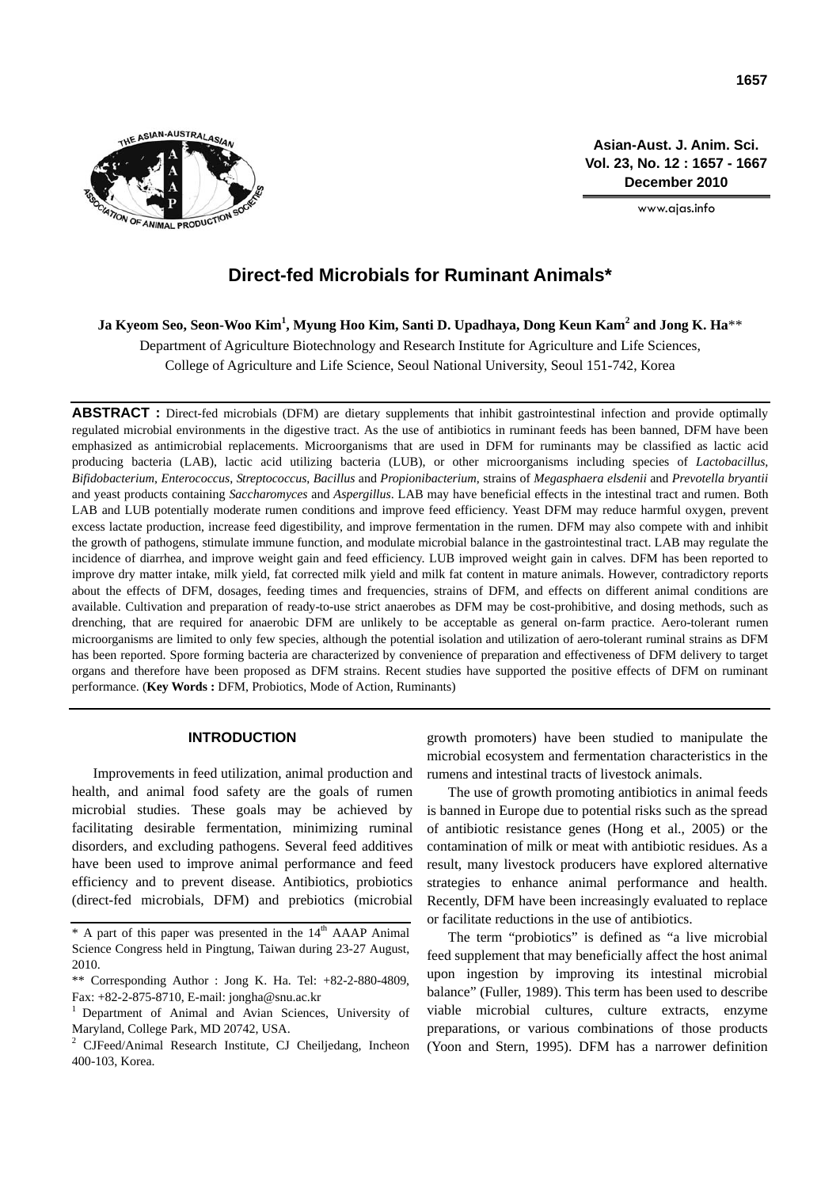# Direct-fed Microbials for Ruminant Animals*

**Ja Kyeom Seo, Seon-Woo Kim[1], Myung Hoo Kim, Santi D. Upadhaya, Dong Keun Kam[2] and Jong K. Ha**\*\*

Department of Agriculture Biotechnology and Research Institute for Agriculture and Life Sciences, College of Agriculture and Life Science, Seoul National University, Seoul 151-742, Korea

**ABSTRACT :** Direct-fed microbials (DFM) are dietary supplements that inhibit gastrointestinal infection and provide optimally regulated microbial environments in the digestive tract. As the use of antibiotics in ruminant feeds has been banned, DFM have been emphasized as antimicrobial replacements. Microorganisms that are used in DFM for ruminants may be classified as lactic acid producing bacteria (LAB), lactic acid utilizing bacteria (LUB), or other microorganisms including species of *Lactobacillus*, *Bifidobacterium*, *Enterococcus*, *Streptococcus*, *Bacillus* and *Propionibacterium*, strains of *Megasphaera elsdenii* and *Prevotella bryantii* and yeast products containing *Saccharomyces* and *Aspergillus*. LAB may have beneficial effects in the intestinal tract and rumen. Both LAB and LUB potentially moderate rumen conditions and improve feed efficiency. Yeast DFM may reduce harmful oxygen, prevent excess lactate production, increase feed digestibility, and improve fermentation in the rumen. DFM may also compete with and inhibit the growth of pathogens, stimulate immune function, and modulate microbial balance in the gastrointestinal tract. LAB may regulate the incidence of diarrhea, and improve weight gain and feed efficiency. LUB improved weight gain in calves. DFM has been reported to improve dry matter intake, milk yield, fat corrected milk yield and milk fat content in mature animals. However, contradictory reports about the effects of DFM, dosages, feeding times and frequencies, strains of DFM, and effects on different animal conditions are available. Cultivation and preparation of ready-to-use strict anaerobes as DFM may be cost-prohibitive, and dosing methods, such as drenching, that are required for anaerobic DFM are unlikely to be acceptable as general on-farm practice. Aero-tolerant rumen microorganisms are limited to only few species, although the potential isolation and utilization of aero-tolerant ruminal strains as DFM has been reported. Spore forming bacteria are characterized by convenience of preparation and effectiveness of DFM delivery to target organs and therefore have been proposed as DFM strains. Recent studies have supported the positive effects of DFM on ruminant performance. (**Key Words :** DFM, Probiotics, Mode of Action, Ruminants)

## INTRODUCTION

Improvements in feed utilization, animal production and health, and animal food safety are the goals of rumen microbial studies. These goals may be achieved by facilitating desirable fermentation, minimizing ruminal disorders, and excluding pathogens. Several feed additives have been used to improve animal performance and feed efficiency and to prevent disease. Antibiotics, probiotics (direct-fed microbials, DFM) and prebiotics (microbial growth promoters) have been studied to manipulate the microbial ecosystem and fermentation characteristics in the rumens and intestinal tracts of livestock animals.

The use of growth promoting antibiotics in animal feeds is banned in Europe due to potential risks such as the spread of antibiotic resistance genes (Hong et al., 2005) or the contamination of milk or meat with antibiotic residues. As a result, many livestock producers have explored alternative strategies to enhance animal performance and health. Recently, DFM have been increasingly evaluated to replace or facilitate reductions in the use of antibiotics.

The term "probiotics" is defined as "a live microbial feed supplement that may beneficially affect the host animal upon ingestion by improving its intestinal microbial balance" (Fuller, 1989). This term has been used to describe viable microbial cultures, culture extracts, enzyme preparations, or various combinations of those products (Yoon and Stern, 1995). DFM has a narrower definition

\* A part of this paper was presented in the 14th AAAP Animal Science Congress held in Pingtung, Taiwan during 23-27 August, 2010.

\*\* Corresponding Author : Jong K. Ha. Tel: +82-2-880-4809, Fax: +82-2-875-8710, E-mail: jongha@snu.ac.kr

[1] Department of Animal and Avian Sciences, University of Maryland, College Park, MD 20742, USA.

[2] CJFeed/Animal Research Institute, CJ Cheiljedang, Incheon 400-103, Korea.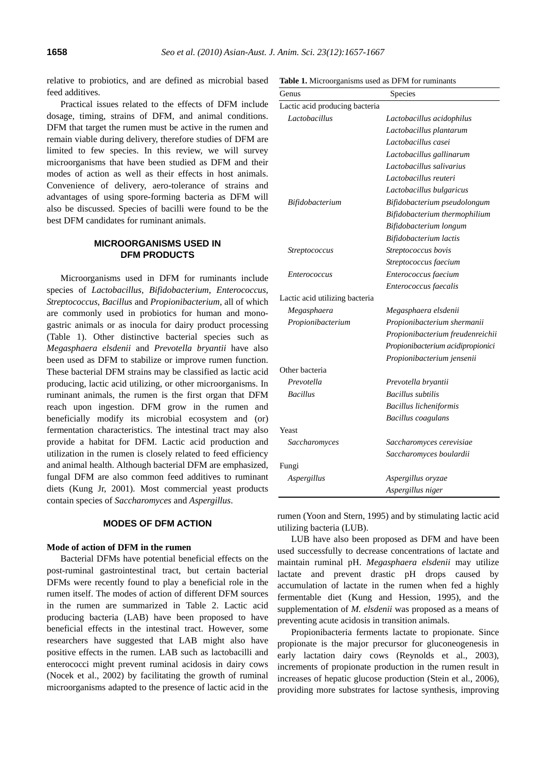relative to probiotics, and are defined as microbial based feed additives.

Practical issues related to the effects of DFM include dosage, timing, strains of DFM, and animal conditions. DFM that target the rumen must be active in the rumen and remain viable during delivery, therefore studies of DFM are limited to few species. In this review, we will survey microorganisms that have been studied as DFM and their modes of action as well as their effects in host animals. Convenience of delivery, aero-tolerance of strains and advantages of using spore-forming bacteria as DFM will also be discussed. Species of bacilli were found to be the best DFM candidates for ruminant animals.

## MICROORGANISMS USED IN DFM PRODUCTS

Microorganisms used in DFM for ruminants include species of *Lactobacillus*, *Bifidobacterium*, *Enterococcus*, *Streptococcus*, *Bacillus* and *Propionibacterium*, all of which are commonly used in probiotics for human and monogastric animals or as inocula for dairy product processing (Table 1). Other distinctive bacterial species such as *Megasphaera elsdenii* and *Prevotella bryantii* have also been used as DFM to stabilize or improve rumen function. These bacterial DFM strains may be classified as lactic acid producing, lactic acid utilizing, or other microorganisms. In ruminant animals, the rumen is the first organ that DFM reach upon ingestion. DFM grow in the rumen and beneficially modify its microbial ecosystem and (or) fermentation characteristics. The intestinal tract may also provide a habitat for DFM. Lactic acid production and utilization in the rumen is closely related to feed efficiency and animal health. Although bacterial DFM are emphasized, fungal DFM are also common feed additives to ruminant diets (Kung Jr, 2001). Most commercial yeast products contain species of *Saccharomyces* and *Aspergillus*.

**Table 1.** Microorganisms used as DFM for ruminants

| Genus | Species |
|---|---|
| Lactic acid producing bacteria | |
| *Lactobacillus* | *Lactobacillus acidophilus* |
| | *Lactobacillus plantarum* |
| | *Lactobacillus casei* |
| | *Lactobacillus gallinarum* |
| | *Lactobacillus salivarius* |
| | *Lactobacillus reuteri* |
| | *Lactobacillus bulgaricus* |
| *Bifidobacterium* | *Bifidobacterium pseudolongum* |
| | *Bifidobacterium thermophilium* |
| | *Bifidobacterium longum* |
| | *Bifidobacterium lactis* |
| *Streptococcus* | *Streptococcus bovis* |
| | *Streptococcus faecium* |
| *Enterococcus* | *Enterococcus faecium* |
| | *Enterococcus faecalis* |
| Lactic acid utilizing bacteria | |
| *Megasphaera* | *Megasphaera elsdenii* |
| *Propionibacterium* | *Propionibacterium shermanii* |
| | *Propionibacterium freudenreichii* |
| | *Propionibacterium acidipropionici* |
| | *Propionibacterium jensenii* |
| Other bacteria | |
| *Prevotella* | *Prevotella bryantii* |
| *Bacillus* | *Bacillus subtilis* |
| | *Bacillus licheniformis* |
| | *Bacillus coagulans* |
| Yeast | |
| *Saccharomyces* | *Saccharomyces cerevisiae* |
| | *Saccharomyces boulardii* |
| Fungi | |
| *Aspergillus* | *Aspergillus oryzae* |
| | *Aspergillus niger* |

## MODES OF DFM ACTION

### Mode of action of DFM in the rumen

Bacterial DFMs have potential beneficial effects on the post-ruminal gastrointestinal tract, but certain bacterial DFMs were recently found to play a beneficial role in the rumen itself. The modes of action of different DFM sources in the rumen are summarized in Table 2. Lactic acid producing bacteria (LAB) have been proposed to have beneficial effects in the intestinal tract. However, some researchers have suggested that LAB might also have positive effects in the rumen. LAB such as lactobacilli and enterococci might prevent ruminal acidosis in dairy cows (Nocek et al., 2002) by facilitating the growth of ruminal microorganisms adapted to the presence of lactic acid in the rumen (Yoon and Stern, 1995) and by stimulating lactic acid utilizing bacteria (LUB).

LUB have also been proposed as DFM and have been used successfully to decrease concentrations of lactate and maintain ruminal pH. *Megasphaera elsdenii* may utilize lactate and prevent drastic pH drops caused by accumulation of lactate in the rumen when fed a highly fermentable diet (Kung and Hession, 1995), and the supplementation of *M. elsdenii* was proposed as a means of preventing acute acidosis in transition animals.

Propionibacteria ferments lactate to propionate. Since propionate is the major precursor for gluconeogenesis in early lactation dairy cows (Reynolds et al., 2003), increments of propionate production in the rumen result in increases of hepatic glucose production (Stein et al., 2006), providing more substrates for lactose synthesis, improving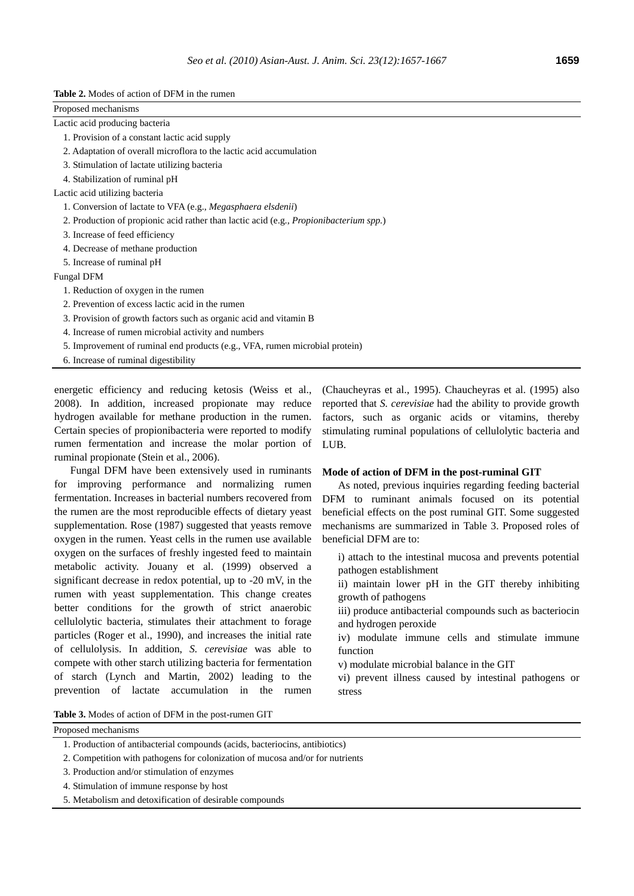**Table 2.** Modes of action of DFM in the rumen

| Proposed mechanisms |
|---|
| Lactic acid producing bacteria |
| 1. Provision of a constant lactic acid supply |
| 2. Adaptation of overall microflora to the lactic acid accumulation |
| 3. Stimulation of lactate utilizing bacteria |
| 4. Stabilization of ruminal pH |
| Lactic acid utilizing bacteria |
| 1. Conversion of lactate to VFA (e.g., *Megasphaera elsdenii*) |
| 2. Production of propionic acid rather than lactic acid (e.g., *Propionibacterium spp.*) |
| 3. Increase of feed efficiency |
| 4. Decrease of methane production |
| 5. Increase of ruminal pH |
| Fungal DFM |
| 1. Reduction of oxygen in the rumen |
| 2. Prevention of excess lactic acid in the rumen |
| 3. Provision of growth factors such as organic acid and vitamin B |
| 4. Increase of rumen microbial activity and numbers |
| 5. Improvement of ruminal end products (e.g., VFA, rumen microbial protein) |
| 6. Increase of ruminal digestibility |

energetic efficiency and reducing ketosis (Weiss et al., 2008). In addition, increased propionate may reduce hydrogen available for methane production in the rumen. Certain species of propionibacteria were reported to modify rumen fermentation and increase the molar portion of ruminal propionate (Stein et al., 2006).

Fungal DFM have been extensively used in ruminants for improving performance and normalizing rumen fermentation. Increases in bacterial numbers recovered from the rumen are the most reproducible effects of dietary yeast supplementation. Rose (1987) suggested that yeasts remove oxygen in the rumen. Yeast cells in the rumen use available oxygen on the surfaces of freshly ingested feed to maintain metabolic activity. Jouany et al. (1999) observed a significant decrease in redox potential, up to -20 mV, in the rumen with yeast supplementation. This change creates better conditions for the growth of strict anaerobic cellulolytic bacteria, stimulates their attachment to forage particles (Roger et al., 1990), and increases the initial rate of cellulolysis. In addition, *S. cerevisiae* was able to compete with other starch utilizing bacteria for fermentation of starch (Lynch and Martin, 2002) leading to the prevention of lactate accumulation in the rumen (Chaucheyras et al., 1995). Chaucheyras et al. (1995) also reported that *S. cerevisiae* had the ability to provide growth factors, such as organic acids or vitamins, thereby stimulating ruminal populations of cellulolytic bacteria and LUB.

**Mode of action of DFM in the post-ruminal GIT**

As noted, previous inquiries regarding feeding bacterial DFM to ruminant animals focused on its potential beneficial effects on the post ruminal GIT. Some suggested mechanisms are summarized in Table 3. Proposed roles of beneficial DFM are to:

i) attach to the intestinal mucosa and prevents potential pathogen establishment

ii) maintain lower pH in the GIT thereby inhibiting growth of pathogens

iii) produce antibacterial compounds such as bacteriocin and hydrogen peroxide

iv) modulate immune cells and stimulate immune function

v) modulate microbial balance in the GIT

vi) prevent illness caused by intestinal pathogens or stress

**Table 3.** Modes of action of DFM in the post-rumen GIT

| Proposed mechanisms |
|---|
| 1. Production of antibacterial compounds (acids, bacteriocins, antibiotics) |
| 2. Competition with pathogens for colonization of mucosa and/or for nutrients |
| 3. Production and/or stimulation of enzymes |
| 4. Stimulation of immune response by host |
| 5. Metabolism and detoxification of desirable compounds |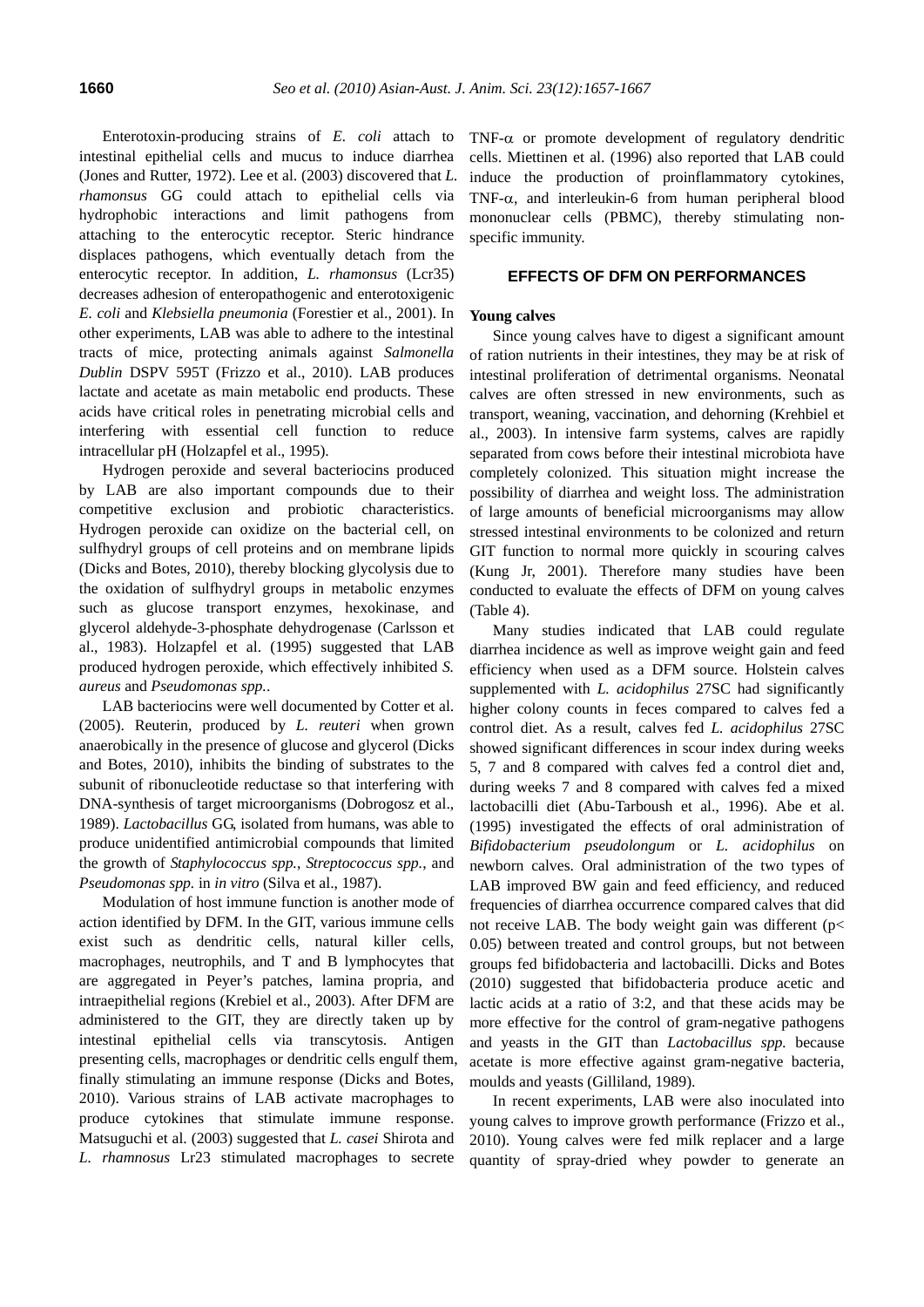Enterotoxin-producing strains of *E. coli* attach to intestinal epithelial cells and mucus to induce diarrhea (Jones and Rutter, 1972). Lee et al. (2003) discovered that *L. rhamonsus* GG could attach to epithelial cells via hydrophobic interactions and limit pathogens from attaching to the enterocytic receptor. Steric hindrance displaces pathogens, which eventually detach from the enterocytic receptor. In addition, *L. rhamonsus* (Lcr35) decreases adhesion of enteropathogenic and enterotoxigenic *E. coli* and *Klebsiella pneumonia* (Forestier et al., 2001). In other experiments, LAB was able to adhere to the intestinal tracts of mice, protecting animals against *Salmonella Dublin* DSPV 595T (Frizzo et al., 2010). LAB produces lactate and acetate as main metabolic end products. These acids have critical roles in penetrating microbial cells and interfering with essential cell function to reduce intracellular pH (Holzapfel et al., 1995).

Hydrogen peroxide and several bacteriocins produced by LAB are also important compounds due to their competitive exclusion and probiotic characteristics. Hydrogen peroxide can oxidize on the bacterial cell, on sulfhydryl groups of cell proteins and on membrane lipids (Dicks and Botes, 2010), thereby blocking glycolysis due to the oxidation of sulfhydryl groups in metabolic enzymes such as glucose transport enzymes, hexokinase, and glycerol aldehyde-3-phosphate dehydrogenase (Carlsson et al., 1983). Holzapfel et al. (1995) suggested that LAB produced hydrogen peroxide, which effectively inhibited *S. aureus* and *Pseudomonas spp.*.

LAB bacteriocins were well documented by Cotter et al. (2005). Reuterin, produced by *L. reuteri* when grown anaerobically in the presence of glucose and glycerol (Dicks and Botes, 2010), inhibits the binding of substrates to the subunit of ribonucleotide reductase so that interfering with DNA-synthesis of target microorganisms (Dobrogosz et al., 1989). *Lactobacillus* GG, isolated from humans, was able to produce unidentified antimicrobial compounds that limited the growth of *Staphylococcus spp.*, *Streptococcus spp.*, and *Pseudomonas spp.* in *in vitro* (Silva et al., 1987).

Modulation of host immune function is another mode of action identified by DFM. In the GIT, various immune cells exist such as dendritic cells, natural killer cells, macrophages, neutrophils, and T and B lymphocytes that are aggregated in Peyer's patches, lamina propria, and intraepithelial regions (Krebiel et al., 2003). After DFM are administered to the GIT, they are directly taken up by intestinal epithelial cells via transcytosis. Antigen presenting cells, macrophages or dendritic cells engulf them, finally stimulating an immune response (Dicks and Botes, 2010). Various strains of LAB activate macrophages to produce cytokines that stimulate immune response. Matsuguchi et al. (2003) suggested that *L. casei* Shirota and *L. rhamnosus* Lr23 stimulated macrophages to secrete TNF-$\alpha$ or promote development of regulatory dendritic cells. Miettinen et al. (1996) also reported that LAB could induce the production of proinflammatory cytokines, TNF-$\alpha$, and interleukin-6 from human peripheral blood mononuclear cells (PBMC), thereby stimulating non-specific immunity.

## EFFECTS OF DFM ON PERFORMANCES

### Young calves

Since young calves have to digest a significant amount of ration nutrients in their intestines, they may be at risk of intestinal proliferation of detrimental organisms. Neonatal calves are often stressed in new environments, such as transport, weaning, vaccination, and dehorning (Krehbiel et al., 2003). In intensive farm systems, calves are rapidly separated from cows before their intestinal microbiota have completely colonized. This situation might increase the possibility of diarrhea and weight loss. The administration of large amounts of beneficial microorganisms may allow stressed intestinal environments to be colonized and return GIT function to normal more quickly in scouring calves (Kung Jr, 2001). Therefore many studies have been conducted to evaluate the effects of DFM on young calves (Table 4).

Many studies indicated that LAB could regulate diarrhea incidence as well as improve weight gain and feed efficiency when used as a DFM source. Holstein calves supplemented with *L. acidophilus* 27SC had significantly higher colony counts in feces compared to calves fed a control diet. As a result, calves fed *L. acidophilus* 27SC showed significant differences in scour index during weeks 5, 7 and 8 compared with calves fed a control diet and, during weeks 7 and 8 compared with calves fed a mixed lactobacilli diet (Abu-Tarboush et al., 1996). Abe et al. (1995) investigated the effects of oral administration of *Bifidobacterium pseudolongum* or *L. acidophilus* on newborn calves. Oral administration of the two types of LAB improved BW gain and feed efficiency, and reduced frequencies of diarrhea occurrence compared calves that did not receive LAB. The body weight gain was different ($p < 0.05$) between treated and control groups, but not between groups fed bifidobacteria and lactobacilli. Dicks and Botes (2010) suggested that bifidobacteria produce acetic and lactic acids at a ratio of 3:2, and that these acids may be more effective for the control of gram-negative pathogens and yeasts in the GIT than *Lactobacillus spp.* because acetate is more effective against gram-negative bacteria, moulds and yeasts (Gilliland, 1989).

In recent experiments, LAB were also inoculated into young calves to improve growth performance (Frizzo et al., 2010). Young calves were fed milk replacer and a large quantity of spray-dried whey powder to generate an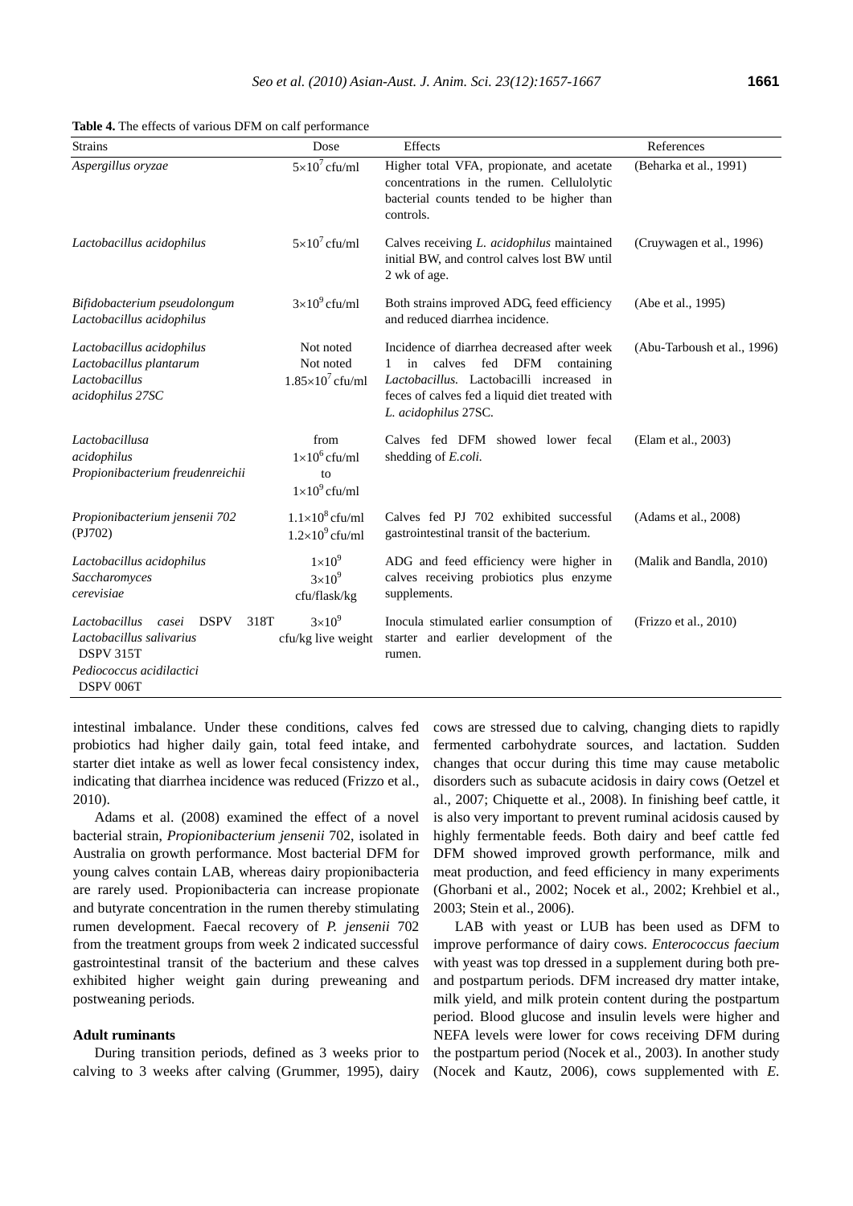**Table 4.** The effects of various DFM on calf performance

| Strains | Dose | Effects | References |
|---|---|---|---|
| *Aspergillus oryzae* | $5\times10^7$ cfu/ml | Higher total VFA, propionate, and acetate concentrations in the rumen. Cellulolytic bacterial counts tended to be higher than controls. | (Beharka et al., 1991) |
| *Lactobacillus acidophilus* | $5\times10^7$ cfu/ml | Calves receiving *L. acidophilus* maintained initial BW, and control calves lost BW until 2 wk of age. | (Cruywagen et al., 1996) |
| *Bifidobacterium pseudolongum*<br>*Lactobacillus acidophilus* | $3\times10^9$ cfu/ml | Both strains improved ADG, feed efficiency and reduced diarrhea incidence. | (Abe et al., 1995) |
| *Lactobacillus acidophilus*<br>*Lactobacillus plantarum*<br>*Lactobacillus acidophilus 27SC* | Not noted<br>Not noted<br>$1.85\times10^7$ cfu/ml | Incidence of diarrhea decreased after week 1 in calves fed DFM containing *Lactobacillus.* Lactobacilli increased in feces of calves fed a liquid diet treated with *L. acidophilus* 27SC. | (Abu-Tarboush et al., 1996) |
| *Lactobacillusa acidophilus*<br>*Propionibacterium freudenreichii* | from $1\times10^6$ cfu/ml to $1\times10^9$ cfu/ml | Calves fed DFM showed lower fecal shedding of *E.coli.* | (Elam et al., 2003) |
| *Propionibacterium jensenii 702* (PJ702) | $1.1\times10^8$ cfu/ml<br>$1.2\times10^9$ cfu/ml | Calves fed PJ 702 exhibited successful gastrointestinal transit of the bacterium. | (Adams et al., 2008) |
| *Lactobacillus acidophilus*<br>*Saccharomyces cerevisiae* | $1\times10^9$<br>$3\times10^9$<br>cfu/flask/kg | ADG and feed efficiency were higher in calves receiving probiotics plus enzyme supplements. | (Malik and Bandla, 2010) |
| *Lactobacillus casei* DSPV 318T<br>*Lactobacillus salivarius* DSPV 315T<br>*Pediococcus acidilactici* DSPV 006T | $3\times10^9$ cfu/kg live weight | Inocula stimulated earlier consumption of starter and earlier development of the rumen. | (Frizzo et al., 2010) |

intestinal imbalance. Under these conditions, calves fed probiotics had higher daily gain, total feed intake, and starter diet intake as well as lower fecal consistency index, indicating that diarrhea incidence was reduced (Frizzo et al., 2010).

Adams et al. (2008) examined the effect of a novel bacterial strain, *Propionibacterium jensenii* 702, isolated in Australia on growth performance. Most bacterial DFM for young calves contain LAB, whereas dairy propionibacteria are rarely used. Propionibacteria can increase propionate and butyrate concentration in the rumen thereby stimulating rumen development. Faecal recovery of *P. jensenii* 702 from the treatment groups from week 2 indicated successful gastrointestinal transit of the bacterium and these calves exhibited higher weight gain during preweaning and postweaning periods.

#### Adult ruminants

During transition periods, defined as 3 weeks prior to calving to 3 weeks after calving (Grummer, 1995), dairy cows are stressed due to calving, changing diets to rapidly fermented carbohydrate sources, and lactation. Sudden changes that occur during this time may cause metabolic disorders such as subacute acidosis in dairy cows (Oetzel et al., 2007; Chiquette et al., 2008). In finishing beef cattle, it is also very important to prevent ruminal acidosis caused by highly fermentable feeds. Both dairy and beef cattle fed DFM showed improved growth performance, milk and meat production, and feed efficiency in many experiments (Ghorbani et al., 2002; Nocek et al., 2002; Krehbiel et al., 2003; Stein et al., 2006).

LAB with yeast or LUB has been used as DFM to improve performance of dairy cows. *Enterococcus faecium* with yeast was top dressed in a supplement during both pre- and postpartum periods. DFM increased dry matter intake, milk yield, and milk protein content during the postpartum period. Blood glucose and insulin levels were higher and NEFA levels were lower for cows receiving DFM during the postpartum period (Nocek et al., 2003). In another study (Nocek and Kautz, 2006), cows supplemented with *E.*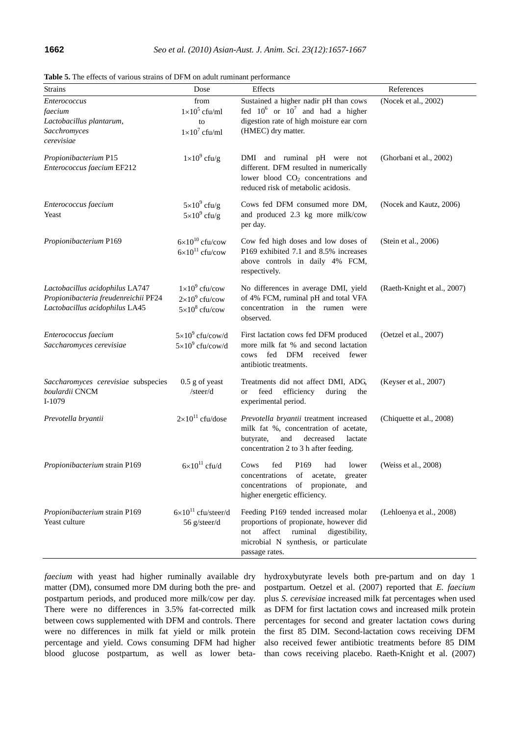**Table 5.** The effects of various strains of DFM on adult ruminant performance

| Strains | Dose | Effects | References |
|---|---|---|---|
| *Enterococcus faecium* *Lactobacillus plantarum*, *Sacchromyces cerevisiae* | from $1\times10^5$ cfu/ml to $1\times10^7$ cfu/ml | Sustained a higher nadir pH than cows fed $10^6$ or $10^7$ and had a higher digestion rate of high moisture ear corn (HMEC) dry matter. | (Nocek et al., 2002) |
| *Propionibacterium* P15 *Enterococcus faecium* EF212 | $1\times10^9$ cfu/g | DMI and ruminal pH were not different. DFM resulted in numerically lower blood $CO_2$ concentrations and reduced risk of metabolic acidosis. | (Ghorbani et al., 2002) |
| *Enterococcus faecium* Yeast | $5\times10^9$ cfu/g $5\times10^9$ cfu/g | Cows fed DFM consumed more DM, and produced 2.3 kg more milk/cow per day. | (Nocek and Kautz, 2006) |
| *Propionibacterium* P169 | $6\times10^{10}$ cfu/cow $6\times10^{11}$ cfu/cow | Cow fed high doses and low doses of P169 exhibited 7.1 and 8.5% increases above controls in daily 4% FCM, respectively. | (Stein et al., 2006) |
| *Lactobacillus acidophilus* LA747 *Propionibacteria freudenreichii* PF24 *Lactobacillus acidophilus* LA45 | $1\times10^9$ cfu/cow $2\times10^9$ cfu/cow $5\times10^8$ cfu/cow | No differences in average DMI, yield of 4% FCM, ruminal pH and total VFA concentration in the rumen were observed. | (Raeth-Knight et al., 2007) |
| *Enterococcus faecium* *Saccharomyces cerevisiae* | $5\times10^9$ cfu/cow/d $5\times10^9$ cfu/cow/d | First lactation cows fed DFM produced more milk fat % and second lactation cows fed DFM received fewer antibiotic treatments. | (Oetzel et al., 2007) |
| *Saccharomyces cerevisiae* subspecies *boulardii* CNCM I-1079 | 0.5 g of yeast /steer/d | Treatments did not affect DMI, ADG, or feed efficiency during the experimental period. | (Keyser et al., 2007) |
| *Prevotella bryantii* | $2\times10^{11}$ cfu/dose | *Prevotella bryantii* treatment increased milk fat %, concentration of acetate, butyrate, and decreased lactate concentration 2 to 3 h after feeding. | (Chiquette et al., 2008) |
| *Propionibacterium* strain P169 | $6\times10^{11}$ cfu/d | Cows fed P169 had lower concentrations of acetate, greater concentrations of propionate, and higher energetic efficiency. | (Weiss et al., 2008) |
| *Propionibacterium* strain P169 Yeast culture | $6\times10^{11}$ cfu/steer/d 56 g/steer/d | Feeding P169 tended increased molar proportions of propionate, however did not affect ruminal digestibility, microbial N synthesis, or particulate passage rates. | (Lehloenya et al., 2008) |

*faecium* with yeast had higher ruminally available dry matter (DM), consumed more DM during both the pre- and postpartum periods, and produced more milk/cow per day. There were no differences in 3.5% fat-corrected milk between cows supplemented with DFM and controls. There were no differences in milk fat yield or milk protein percentage and yield. Cows consuming DFM had higher blood glucose postpartum, as well as lower beta-hydroxybutyrate levels both pre-partum and on day 1 postpartum. Oetzel et al. (2007) reported that *E. faecium* plus *S. cerevisiae* increased milk fat percentages when used as DFM for first lactation cows and increased milk protein percentages for second and greater lactation cows during the first 85 DIM. Second-lactation cows receiving DFM also received fewer antibiotic treatments before 85 DIM than cows receiving placebo. Raeth-Knight et al. (2007)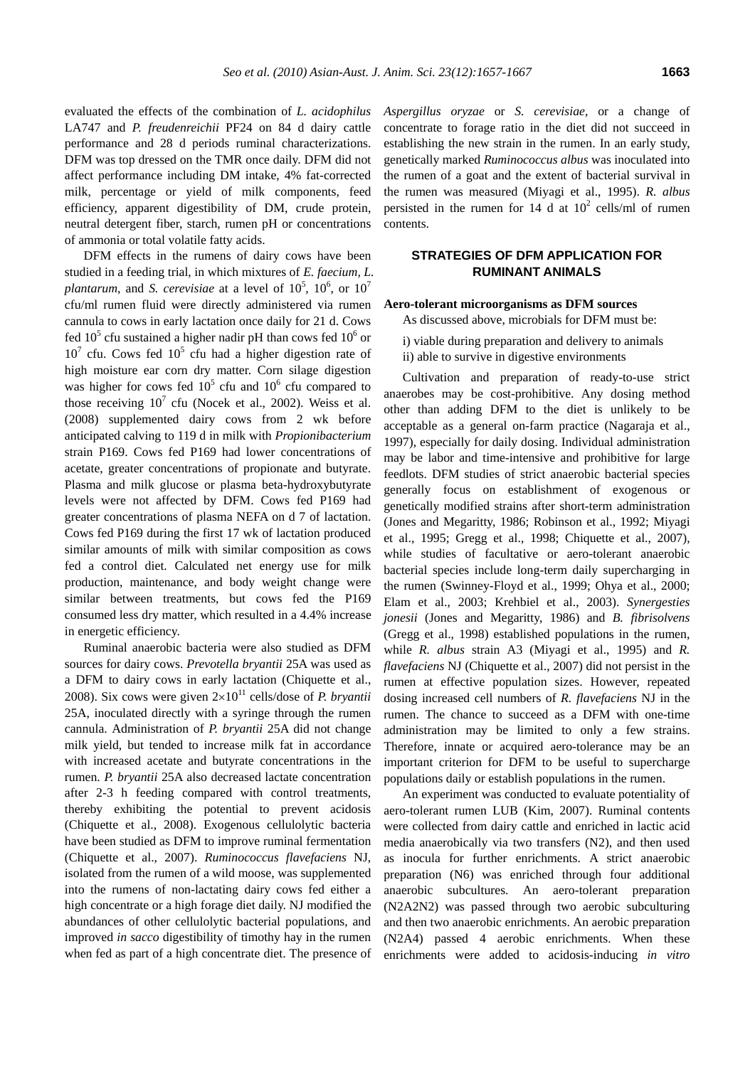evaluated the effects of the combination of *L. acidophilus* LA747 and *P. freudenreichii* PF24 on 84 d dairy cattle performance and 28 d periods ruminal characterizations. DFM was top dressed on the TMR once daily. DFM did not affect performance including DM intake, 4% fat-corrected milk, percentage or yield of milk components, feed efficiency, apparent digestibility of DM, crude protein, neutral detergent fiber, starch, rumen pH or concentrations of ammonia or total volatile fatty acids.

DFM effects in the rumens of dairy cows have been studied in a feeding trial, in which mixtures of *E. faecium*, *L. plantarum*, and *S. cerevisiae* at a level of $10^5$, $10^6$, or $10^7$ cfu/ml rumen fluid were directly administered via rumen cannula to cows in early lactation once daily for 21 d. Cows fed $10^5$ cfu sustained a higher nadir pH than cows fed $10^6$ or $10^7$ cfu. Cows fed $10^5$ cfu had a higher digestion rate of high moisture ear corn dry matter. Corn silage digestion was higher for cows fed $10^5$ cfu and $10^6$ cfu compared to those receiving $10^7$ cfu (Nocek et al., 2002). Weiss et al. (2008) supplemented dairy cows from 2 wk before anticipated calving to 119 d in milk with *Propionibacterium* strain P169. Cows fed P169 had lower concentrations of acetate, greater concentrations of propionate and butyrate. Plasma and milk glucose or plasma beta-hydroxybutyrate levels were not affected by DFM. Cows fed P169 had greater concentrations of plasma NEFA on d 7 of lactation. Cows fed P169 during the first 17 wk of lactation produced similar amounts of milk with similar composition as cows fed a control diet. Calculated net energy use for milk production, maintenance, and body weight change were similar between treatments, but cows fed the P169 consumed less dry matter, which resulted in a 4.4% increase in energetic efficiency.

Ruminal anaerobic bacteria were also studied as DFM sources for dairy cows. *Prevotella bryantii* 25A was used as a DFM to dairy cows in early lactation (Chiquette et al., 2008). Six cows were given $2\times10^{11}$ cells/dose of *P. bryantii* 25A, inoculated directly with a syringe through the rumen cannula. Administration of *P. bryantii* 25A did not change milk yield, but tended to increase milk fat in accordance with increased acetate and butyrate concentrations in the rumen. *P. bryantii* 25A also decreased lactate concentration after 2-3 h feeding compared with control treatments, thereby exhibiting the potential to prevent acidosis (Chiquette et al., 2008). Exogenous cellulolytic bacteria have been studied as DFM to improve ruminal fermentation (Chiquette et al., 2007). *Ruminococcus flavefaciens* NJ, isolated from the rumen of a wild moose, was supplemented into the rumens of non-lactating dairy cows fed either a high concentrate or a high forage diet daily. NJ modified the abundances of other cellulolytic bacterial populations, and improved *in sacco* digestibility of timothy hay in the rumen when fed as part of a high concentrate diet. The presence of *Aspergillus oryzae* or *S. cerevisiae*, or a change of concentrate to forage ratio in the diet did not succeed in establishing the new strain in the rumen. In an early study, genetically marked *Ruminococcus albus* was inoculated into the rumen of a goat and the extent of bacterial survival in the rumen was measured (Miyagi et al., 1995). *R. albus* persisted in the rumen for 14 d at $10^2$ cells/ml of rumen contents.

## STRATEGIES OF DFM APPLICATION FOR RUMINANT ANIMALS

### Aero-tolerant microorganisms as DFM sources

As discussed above, microbials for DFM must be:

i) viable during preparation and delivery to animals
ii) able to survive in digestive environments

Cultivation and preparation of ready-to-use strict anaerobes may be cost-prohibitive. Any dosing method other than adding DFM to the diet is unlikely to be acceptable as a general on-farm practice (Nagaraja et al., 1997), especially for daily dosing. Individual administration may be labor and time-intensive and prohibitive for large feedlots. DFM studies of strict anaerobic bacterial species generally focus on establishment of exogenous or genetically modified strains after short-term administration (Jones and Megaritty, 1986; Robinson et al., 1992; Miyagi et al., 1995; Gregg et al., 1998; Chiquette et al., 2007), while studies of facultative or aero-tolerant anaerobic bacterial species include long-term daily supercharging in the rumen (Swinney-Floyd et al., 1999; Ohya et al., 2000; Elam et al., 2003; Krehbiel et al., 2003). *Synergesties jonesii* (Jones and Megaritty, 1986) and *B. fibrisolvens* (Gregg et al., 1998) established populations in the rumen, while *R. albus* strain A3 (Miyagi et al., 1995) and *R. flavefaciens* NJ (Chiquette et al., 2007) did not persist in the rumen at effective population sizes. However, repeated dosing increased cell numbers of *R. flavefaciens* NJ in the rumen. The chance to succeed as a DFM with one-time administration may be limited to only a few strains. Therefore, innate or acquired aero-tolerance may be an important criterion for DFM to be useful to supercharge populations daily or establish populations in the rumen.

An experiment was conducted to evaluate potentiality of aero-tolerant rumen LUB (Kim, 2007). Ruminal contents were collected from dairy cattle and enriched in lactic acid media anaerobically via two transfers (N2), and then used as inocula for further enrichments. A strict anaerobic preparation (N6) was enriched through four additional anaerobic subcultures. An aero-tolerant preparation (N2A2N2) was passed through two aerobic subculturing and then two anaerobic enrichments. An aerobic preparation (N2A4) passed 4 aerobic enrichments. When these enrichments were added to acidosis-inducing *in vitro*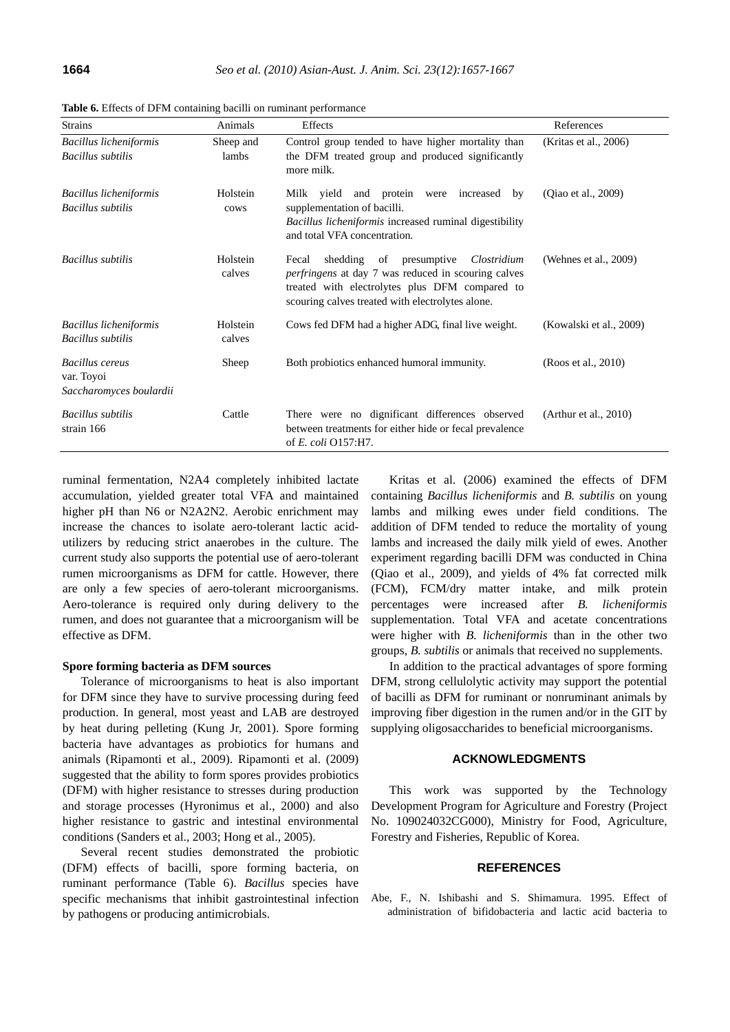**Table 6.** Effects of DFM containing bacilli on ruminant performance

| Strains | Animals | Effects | References |
|---|---|---|---|
| *Bacillus licheniformis* *Bacillus subtilis* | Sheep and lambs | Control group tended to have higher mortality than the DFM treated group and produced significantly more milk. | (Kritas et al., 2006) |
| *Bacillus licheniformis* *Bacillus subtilis* | Holstein cows | Milk yield and protein were increased by supplementation of bacilli. *Bacillus licheniformis* increased ruminal digestibility and total VFA concentration. | (Qiao et al., 2009) |
| *Bacillus subtilis* | Holstein calves | Fecal shedding of presumptive *Clostridium perfringens* at day 7 was reduced in scouring calves treated with electrolytes plus DFM compared to scouring calves treated with electrolytes alone. | (Wehnes et al., 2009) |
| *Bacillus licheniformis* *Bacillus subtilis* | Holstein calves | Cows fed DFM had a higher ADG, final live weight. | (Kowalski et al., 2009) |
| *Bacillus cereus* var. Toyoi *Saccharomyces boulardii* | Sheep | Both probiotics enhanced humoral immunity. | (Roos et al., 2010) |
| *Bacillus subtilis* strain 166 | Cattle | There were no significant differences observed between treatments for either hide or fecal prevalence of *E. coli* O157:H7. | (Arthur et al., 2010) |

ruminal fermentation, N2A4 completely inhibited lactate accumulation, yielded greater total VFA and maintained higher pH than N6 or N2A2N2. Aerobic enrichment may increase the chances to isolate aero-tolerant lactic acid-utilizers by reducing strict anaerobes in the culture. The current study also supports the potential use of aero-tolerant rumen microorganisms as DFM for cattle. However, there are only a few species of aero-tolerant microorganisms. Aero-tolerance is required only during delivery to the rumen, and does not guarantee that a microorganism will be effective as DFM.

**Spore forming bacteria as DFM sources**

Tolerance of microorganisms to heat is also important for DFM since they have to survive processing during feed production. In general, most yeast and LAB are destroyed by heat during pelleting (Kung Jr, 2001). Spore forming bacteria have advantages as probiotics for humans and animals (Ripamonti et al., 2009). Ripamonti et al. (2009) suggested that the ability to form spores provides probiotics (DFM) with higher resistance to stresses during production and storage processes (Hyronimus et al., 2000) and also higher resistance to gastric and intestinal environmental conditions (Sanders et al., 2003; Hong et al., 2005).

Several recent studies demonstrated the probiotic (DFM) effects of bacilli, spore forming bacteria, on ruminant performance (Table 6). *Bacillus* species have specific mechanisms that inhibit gastrointestinal infection by pathogens or producing antimicrobials.

Kritas et al. (2006) examined the effects of DFM containing *Bacillus licheniformis* and *B. subtilis* on young lambs and milking ewes under field conditions. The addition of DFM tended to reduce the mortality of young lambs and increased the daily milk yield of ewes. Another experiment regarding bacilli DFM was conducted in China (Qiao et al., 2009), and yields of 4% fat corrected milk (FCM), FCM/dry matter intake, and milk protein percentages were increased after *B. licheniformis* supplementation. Total VFA and acetate concentrations were higher with *B. licheniformis* than in the other two groups, *B. subtilis* or animals that received no supplements.

In addition to the practical advantages of spore forming DFM, strong cellulolytic activity may support the potential of bacilli as DFM for ruminant or nonruminant animals by improving fiber digestion in the rumen and/or in the GIT by supplying oligosaccharides to beneficial microorganisms.

## ACKNOWLEDGMENTS

This work was supported by the Technology Development Program for Agriculture and Forestry (Project No. 109024032CG000), Ministry for Food, Agriculture, Forestry and Fisheries, Republic of Korea.

## REFERENCES

Abe, F., N. Ishibashi and S. Shimamura. 1995. Effect of administration of bifidobacteria and lactic acid bacteria to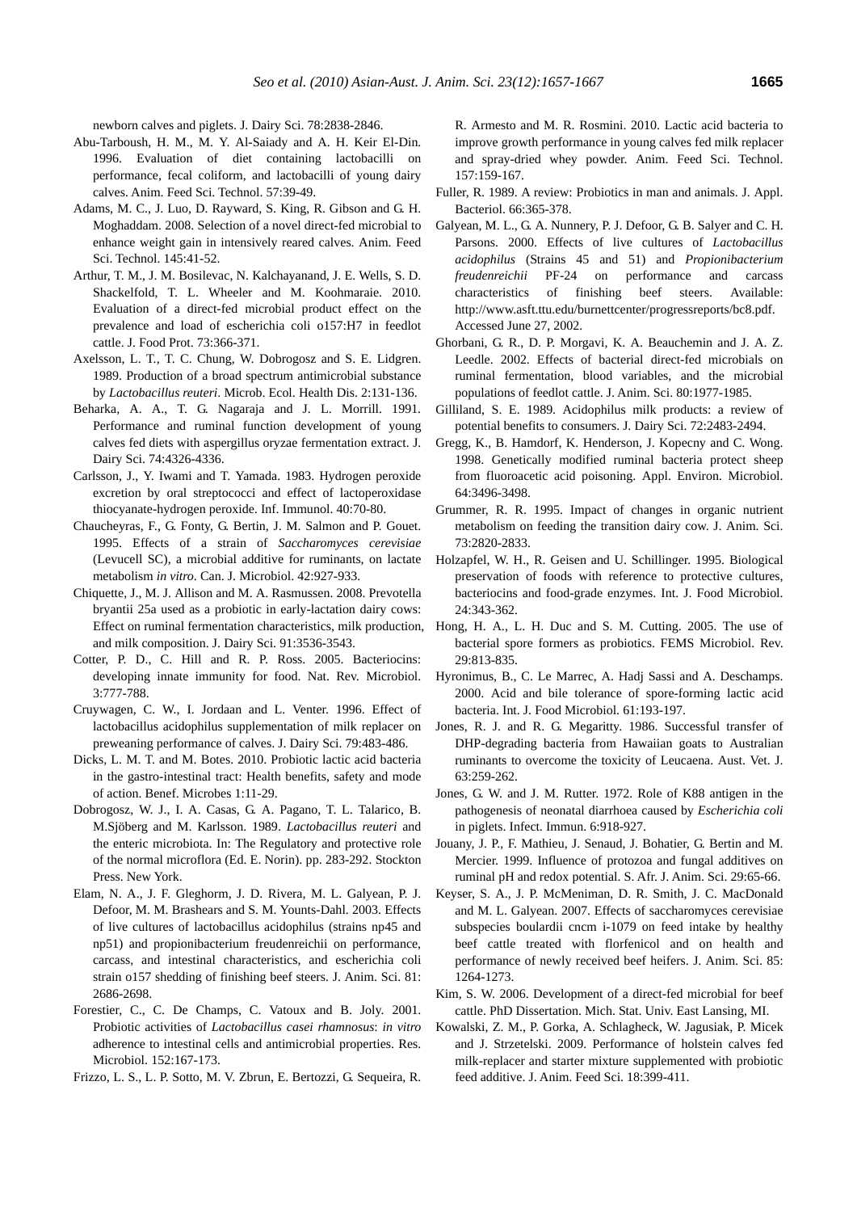newborn calves and piglets. J. Dairy Sci. 78:2838-2846.

Abu-Tarboush, H. M., M. Y. Al-Saiady and A. H. Keir El-Din. 1996. Evaluation of diet containing lactobacilli on performance, fecal coliform, and lactobacilli of young dairy calves. Anim. Feed Sci. Technol. 57:39-49.

Adams, M. C., J. Luo, D. Rayward, S. King, R. Gibson and G. H. Moghaddam. 2008. Selection of a novel direct-fed microbial to enhance weight gain in intensively reared calves. Anim. Feed Sci. Technol. 145:41-52.

Arthur, T. M., J. M. Bosilevac, N. Kalchayanand, J. E. Wells, S. D. Shackelfold, T. L. Wheeler and M. Koohmaraie. 2010. Evaluation of a direct-fed microbial product effect on the prevalence and load of escherichia coli o157:H7 in feedlot cattle. J. Food Prot. 73:366-371.

Axelsson, L. T., T. C. Chung, W. Dobrogosz and S. E. Lidgren. 1989. Production of a broad spectrum antimicrobial substance by *Lactobacillus reuteri*. Microb. Ecol. Health Dis. 2:131-136.

Beharka, A. A., T. G. Nagaraja and J. L. Morrill. 1991. Performance and ruminal function development of young calves fed diets with aspergillus oryzae fermentation extract. J. Dairy Sci. 74:4326-4336.

Carlsson, J., Y. Iwami and T. Yamada. 1983. Hydrogen peroxide excretion by oral streptococci and effect of lactoperoxidase thiocyanate-hydrogen peroxide. Inf. Immunol. 40:70-80.

Chaucheyras, F., G. Fonty, G. Bertin, J. M. Salmon and P. Gouet. 1995. Effects of a strain of *Saccharomyces cerevisiae* (Levucell SC), a microbial additive for ruminants, on lactate metabolism *in vitro*. Can. J. Microbiol. 42:927-933.

Chiquette, J., M. J. Allison and M. A. Rasmussen. 2008. Prevotella bryantii 25a used as a probiotic in early-lactation dairy cows: Effect on ruminal fermentation characteristics, milk production, and milk composition. J. Dairy Sci. 91:3536-3543.

Cotter, P. D., C. Hill and R. P. Ross. 2005. Bacteriocins: developing innate immunity for food. Nat. Rev. Microbiol. 3:777-788.

Cruywagen, C. W., I. Jordaan and L. Venter. 1996. Effect of lactobacillus acidophilus supplementation of milk replacer on preweaning performance of calves. J. Dairy Sci. 79:483-486.

Dicks, L. M. T. and M. Botes. 2010. Probiotic lactic acid bacteria in the gastro-intestinal tract: Health benefits, safety and mode of action. Benef. Microbes 1:11-29.

Dobrogosz, W. J., I. A. Casas, G. A. Pagano, T. L. Talarico, B. M.Sjöberg and M. Karlsson. 1989. *Lactobacillus reuteri* and the enteric microbiota. In: The Regulatory and protective role of the normal microflora (Ed. E. Norin). pp. 283-292. Stockton Press. New York.

Elam, N. A., J. F. Gleghorm, J. D. Rivera, M. L. Galyean, P. J. Defoor, M. M. Brashears and S. M. Younts-Dahl. 2003. Effects of live cultures of lactobacillus acidophilus (strains np45 and np51) and propionibacterium freudenreichii on performance, carcass, and intestinal characteristics, and escherichia coli strain o157 shedding of finishing beef steers. J. Anim. Sci. 81: 2686-2698.

Forestier, C., C. De Champs, C. Vatoux and B. Joly. 2001. Probiotic activities of *Lactobacillus casei rhamnosus*: *in vitro* adherence to intestinal cells and antimicrobial properties. Res. Microbiol. 152:167-173.

Frizzo, L. S., L. P. Sotto, M. V. Zbrun, E. Bertozzi, G. Sequeira, R. R. Armesto and M. R. Rosmini. 2010. Lactic acid bacteria to improve growth performance in young calves fed milk replacer and spray-dried whey powder. Anim. Feed Sci. Technol. 157:159-167.

Fuller, R. 1989. A review: Probiotics in man and animals. J. Appl. Bacteriol. 66:365-378.

Galyean, M. L., G. A. Nunnery, P. J. Defoor, G. B. Salyer and C. H. Parsons. 2000. Effects of live cultures of *Lactobacillus acidophilus* (Strains 45 and 51) and *Propionibacterium freudenreichii* PF-24 on performance and carcass characteristics of finishing beef steers. Available: http://www.asft.ttu.edu/burnettcenter/progressreports/bc8.pdf. Accessed June 27, 2002.

Ghorbani, G. R., D. P. Morgavi, K. A. Beauchemin and J. A. Z. Leedle. 2002. Effects of bacterial direct-fed microbials on ruminal fermentation, blood variables, and the microbial populations of feedlot cattle. J. Anim. Sci. 80:1977-1985.

Gilliland, S. E. 1989. Acidophilus milk products: a review of potential benefits to consumers. J. Dairy Sci. 72:2483-2494.

Gregg, K., B. Hamdorf, K. Henderson, J. Kopecny and C. Wong. 1998. Genetically modified ruminal bacteria protect sheep from fluoroacetic acid poisoning. Appl. Environ. Microbiol. 64:3496-3498.

Grummer, R. R. 1995. Impact of changes in organic nutrient metabolism on feeding the transition dairy cow. J. Anim. Sci. 73:2820-2833.

Holzapfel, W. H., R. Geisen and U. Schillinger. 1995. Biological preservation of foods with reference to protective cultures, bacteriocins and food-grade enzymes. Int. J. Food Microbiol. 24:343-362.

Hong, H. A., L. H. Duc and S. M. Cutting. 2005. The use of bacterial spore formers as probiotics. FEMS Microbiol. Rev. 29:813-835.

Hyronimus, B., C. Le Marrec, A. Hadj Sassi and A. Deschamps. 2000. Acid and bile tolerance of spore-forming lactic acid bacteria. Int. J. Food Microbiol. 61:193-197.

Jones, R. J. and R. G. Megaritty. 1986. Successful transfer of DHP-degrading bacteria from Hawaiian goats to Australian ruminants to overcome the toxicity of Leucaena. Aust. Vet. J. 63:259-262.

Jones, G. W. and J. M. Rutter. 1972. Role of K88 antigen in the pathogenesis of neonatal diarrhoea caused by *Escherichia coli* in piglets. Infect. Immun. 6:918-927.

Jouany, J. P., F. Mathieu, J. Senaud, J. Bohatier, G. Bertin and M. Mercier. 1999. Influence of protozoa and fungal additives on ruminal pH and redox potential. S. Afr. J. Anim. Sci. 29:65-66.

Keyser, S. A., J. P. McMeniman, D. R. Smith, J. C. MacDonald and M. L. Galyean. 2007. Effects of saccharomyces cerevisiae subspecies boulardii cncm i-1079 on feed intake by healthy beef cattle treated with florfenicol and on health and performance of newly received beef heifers. J. Anim. Sci. 85: 1264-1273.

Kim, S. W. 2006. Development of a direct-fed microbial for beef cattle. PhD Dissertation. Mich. Stat. Univ. East Lansing, MI.

Kowalski, Z. M., P. Gorka, A. Schlagheck, W. Jagusiak, P. Micek and J. Strzetelski. 2009. Performance of holstein calves fed milk-replacer and starter mixture supplemented with probiotic feed additive. J. Anim. Feed Sci. 18:399-411.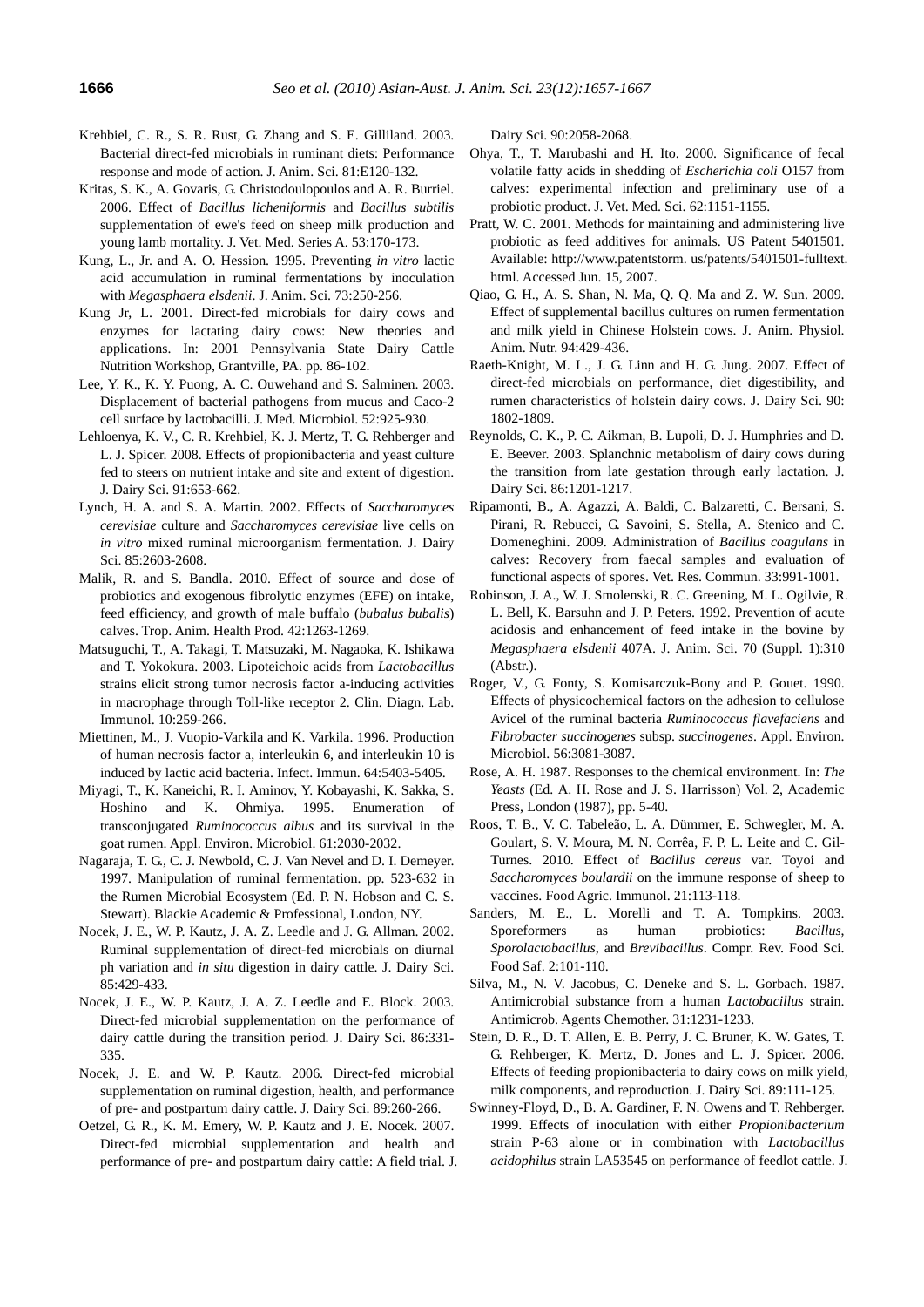Krehbiel, C. R., S. R. Rust, G. Zhang and S. E. Gilliland. 2003. Bacterial direct-fed microbials in ruminant diets: Performance response and mode of action. J. Anim. Sci. 81:E120-132.

Kritas, S. K., A. Govaris, G. Christodoulopoulos and A. R. Burriel. 2006. Effect of *Bacillus licheniformis* and *Bacillus subtilis* supplementation of ewe's feed on sheep milk production and young lamb mortality. J. Vet. Med. Series A. 53:170-173.

Kung, L., Jr. and A. O. Hession. 1995. Preventing *in vitro* lactic acid accumulation in ruminal fermentations by inoculation with *Megasphaera elsdenii*. J. Anim. Sci. 73:250-256.

Kung Jr, L. 2001. Direct-fed microbials for dairy cows and enzymes for lactating dairy cows: New theories and applications. In: 2001 Pennsylvania State Dairy Cattle Nutrition Workshop, Grantville, PA. pp. 86-102.

Lee, Y. K., K. Y. Puong, A. C. Ouwehand and S. Salminen. 2003. Displacement of bacterial pathogens from mucus and Caco-2 cell surface by lactobacilli. J. Med. Microbiol. 52:925-930.

Lehloenya, K. V., C. R. Krehbiel, K. J. Mertz, T. G. Rehberger and L. J. Spicer. 2008. Effects of propionibacteria and yeast culture fed to steers on nutrient intake and site and extent of digestion. J. Dairy Sci. 91:653-662.

Lynch, H. A. and S. A. Martin. 2002. Effects of *Saccharomyces cerevisiae* culture and *Saccharomyces cerevisiae* live cells on *in vitro* mixed ruminal microorganism fermentation. J. Dairy Sci. 85:2603-2608.

Malik, R. and S. Bandla. 2010. Effect of source and dose of probiotics and exogenous fibrolytic enzymes (EFE) on intake, feed efficiency, and growth of male buffalo (*bubalus bubalis*) calves. Trop. Anim. Health Prod. 42:1263-1269.

Matsuguchi, T., A. Takagi, T. Matsuzaki, M. Nagaoka, K. Ishikawa and T. Yokokura. 2003. Lipoteichoic acids from *Lactobacillus* strains elicit strong tumor necrosis factor a-inducing activities in macrophage through Toll-like receptor 2. Clin. Diagn. Lab. Immunol. 10:259-266.

Miettinen, M., J. Vuopio-Varkila and K. Varkila. 1996. Production of human necrosis factor a, interleukin 6, and interleukin 10 is induced by lactic acid bacteria. Infect. Immun. 64:5403-5405.

Miyagi, T., K. Kaneichi, R. I. Aminov, Y. Kobayashi, K. Sakka, S. Hoshino and K. Ohmiya. 1995. Enumeration of transconjugated *Ruminococcus albus* and its survival in the goat rumen. Appl. Environ. Microbiol. 61:2030-2032.

Nagaraja, T. G., C. J. Newbold, C. J. Van Nevel and D. I. Demeyer. 1997. Manipulation of ruminal fermentation. pp. 523-632 in the Rumen Microbial Ecosystem (Ed. P. N. Hobson and C. S. Stewart). Blackie Academic & Professional, London, NY.

Nocek, J. E., W. P. Kautz, J. A. Z. Leedle and J. G. Allman. 2002. Ruminal supplementation of direct-fed microbials on diurnal ph variation and *in situ* digestion in dairy cattle. J. Dairy Sci. 85:429-433.

Nocek, J. E., W. P. Kautz, J. A. Z. Leedle and E. Block. 2003. Direct-fed microbial supplementation on the performance of dairy cattle during the transition period. J. Dairy Sci. 86:331-335.

Nocek, J. E. and W. P. Kautz. 2006. Direct-fed microbial supplementation on ruminal digestion, health, and performance of pre- and postpartum dairy cattle. J. Dairy Sci. 89:260-266.

Oetzel, G. R., K. M. Emery, W. P. Kautz and J. E. Nocek. 2007. Direct-fed microbial supplementation and health and performance of pre- and postpartum dairy cattle: A field trial. J. Dairy Sci. 90:2058-2068.

Ohya, T., T. Marubashi and H. Ito. 2000. Significance of fecal volatile fatty acids in shedding of *Escherichia coli* O157 from calves: experimental infection and preliminary use of a probiotic product. J. Vet. Med. Sci. 62:1151-1155.

Pratt, W. C. 2001. Methods for maintaining and administering live probiotic as feed additives for animals. US Patent 5401501. Available: http://www.patentstorm. us/patents/5401501-fulltext. html. Accessed Jun. 15, 2007.

Qiao, G. H., A. S. Shan, N. Ma, Q. Q. Ma and Z. W. Sun. 2009. Effect of supplemental bacillus cultures on rumen fermentation and milk yield in Chinese Holstein cows. J. Anim. Physiol. Anim. Nutr. 94:429-436.

Raeth-Knight, M. L., J. G. Linn and H. G. Jung. 2007. Effect of direct-fed microbials on performance, diet digestibility, and rumen characteristics of holstein dairy cows. J. Dairy Sci. 90: 1802-1809.

Reynolds, C. K., P. C. Aikman, B. Lupoli, D. J. Humphries and D. E. Beever. 2003. Splanchnic metabolism of dairy cows during the transition from late gestation through early lactation. J. Dairy Sci. 86:1201-1217.

Ripamonti, B., A. Agazzi, A. Baldi, C. Balzaretti, C. Bersani, S. Pirani, R. Rebucci, G. Savoini, S. Stella, A. Stenico and C. Domeneghini. 2009. Administration of *Bacillus coagulans* in calves: Recovery from faecal samples and evaluation of functional aspects of spores. Vet. Res. Commun. 33:991-1001.

Robinson, J. A., W. J. Smolenski, R. C. Greening, M. L. Ogilvie, R. L. Bell, K. Barsuhn and J. P. Peters. 1992. Prevention of acute acidosis and enhancement of feed intake in the bovine by *Megasphaera elsdenii* 407A. J. Anim. Sci. 70 (Suppl. 1):310 (Abstr.).

Roger, V., G. Fonty, S. Komisarczuk-Bony and P. Gouet. 1990. Effects of physicochemical factors on the adhesion to cellulose Avicel of the ruminal bacteria *Ruminococcus flavefaciens* and *Fibrobacter succinogenes* subsp. *succinogenes*. Appl. Environ. Microbiol. 56:3081-3087.

Rose, A. H. 1987. Responses to the chemical environment. In: *The Yeasts* (Ed. A. H. Rose and J. S. Harrisson) Vol. 2, Academic Press, London (1987), pp. 5-40.

Roos, T. B., V. C. Tabeleão, L. A. Dümmer, E. Schwegler, M. A. Goulart, S. V. Moura, M. N. Corrêa, F. P. L. Leite and C. Gil-Turnes. 2010. Effect of *Bacillus cereus* var. Toyoi and *Saccharomyces boulardii* on the immune response of sheep to vaccines. Food Agric. Immunol. 21:113-118.

Sanders, M. E., L. Morelli and T. A. Tompkins. 2003. Sporeformers as human probiotics: *Bacillus*, *Sporolactobacillus*, and *Brevibacillus*. Compr. Rev. Food Sci. Food Saf. 2:101-110.

Silva, M., N. V. Jacobus, C. Deneke and S. L. Gorbach. 1987. Antimicrobial substance from a human *Lactobacillus* strain. Antimicrob. Agents Chemother. 31:1231-1233.

Stein, D. R., D. T. Allen, E. B. Perry, J. C. Bruner, K. W. Gates, T. G. Rehberger, K. Mertz, D. Jones and L. J. Spicer. 2006. Effects of feeding propionibacteria to dairy cows on milk yield, milk components, and reproduction. J. Dairy Sci. 89:111-125.

Swinney-Floyd, D., B. A. Gardiner, F. N. Owens and T. Rehberger. 1999. Effects of inoculation with either *Propionibacterium* strain P-63 alone or in combination with *Lactobacillus acidophilus* strain LA53545 on performance of feedlot cattle. J.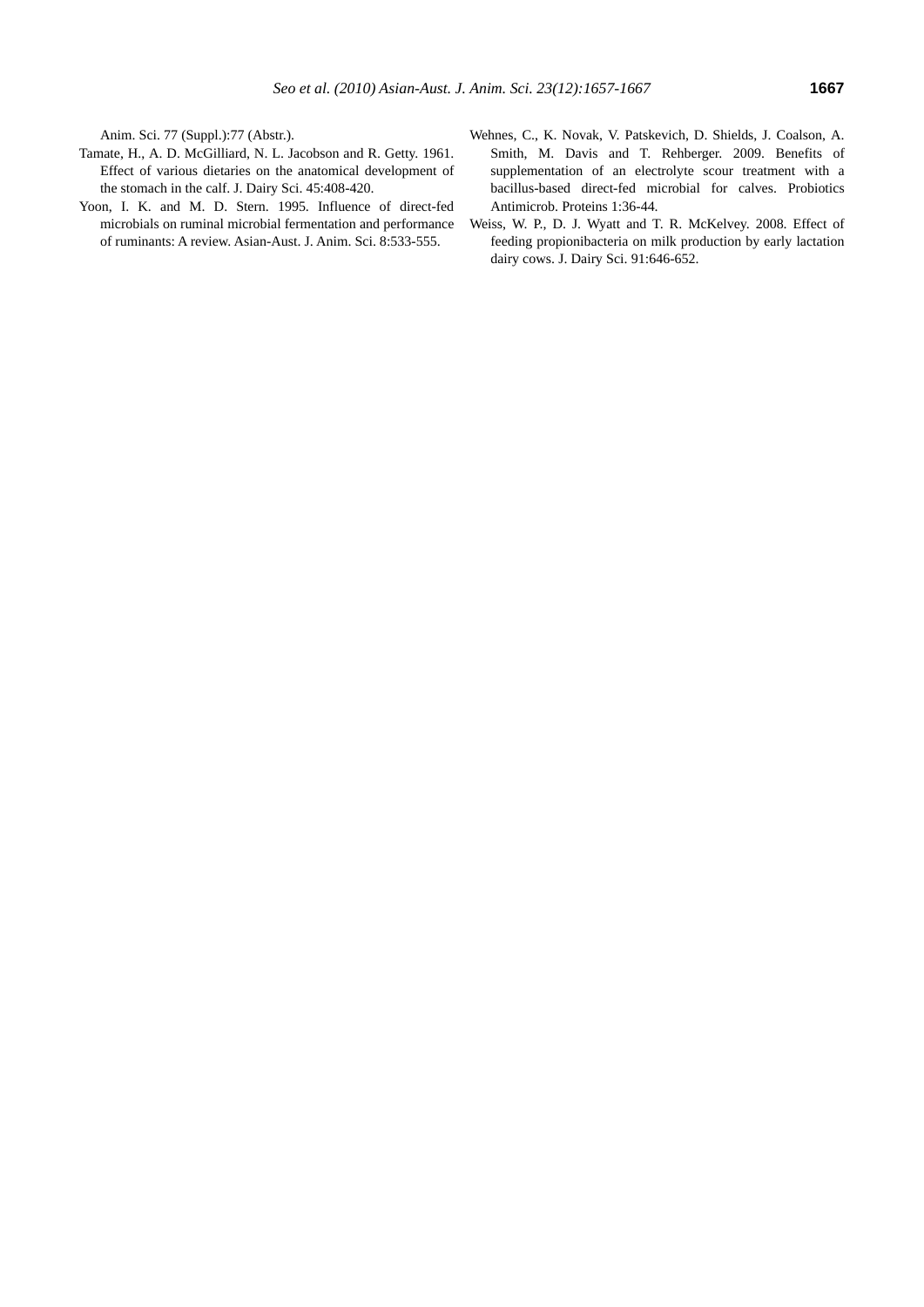Anim. Sci. 77 (Suppl.):77 (Abstr.).

Tamate, H., A. D. McGilliard, N. L. Jacobson and R. Getty. 1961. Effect of various dietaries on the anatomical development of the stomach in the calf. J. Dairy Sci. 45:408-420.

Yoon, I. K. and M. D. Stern. 1995. Influence of direct-fed microbials on ruminal microbial fermentation and performance of ruminants: A review. Asian-Aust. J. Anim. Sci. 8:533-555.

Wehnes, C., K. Novak, V. Patskevich, D. Shields, J. Coalson, A. Smith, M. Davis and T. Rehberger. 2009. Benefits of supplementation of an electrolyte scour treatment with a bacillus-based direct-fed microbial for calves. Probiotics Antimicrob. Proteins 1:36-44.

Weiss, W. P., D. J. Wyatt and T. R. McKelvey. 2008. Effect of feeding propionibacteria on milk production by early lactation dairy cows. J. Dairy Sci. 91:646-652.